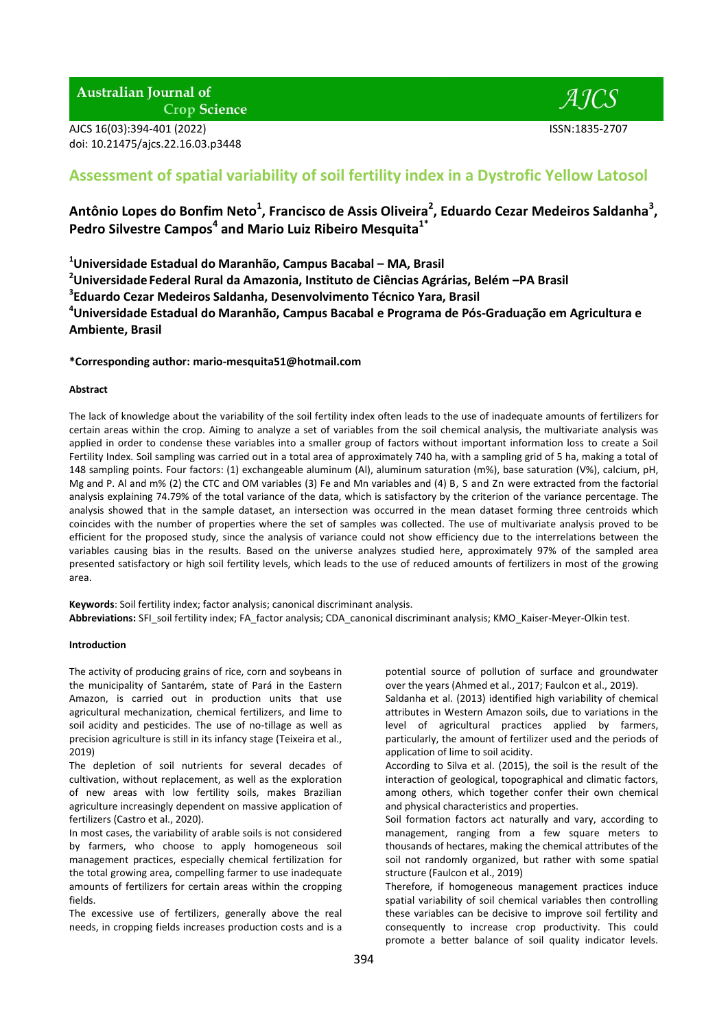# Assessment of spatial variability of soil fertility index in a Dystrofic Yellow Latosol

**Antônio Lopes do Bonfim Neto[1], Francisco de Assis Oliveira[2], Eduardo Cezar Medeiros Saldanha[3], Pedro Silvestre Campos[4] and Mario Luiz Ribeiro Mesquita[1*]**

**[1]Universidade Estadual do Maranhão, Campus Bacabal – MA, Brasil**
**[2]Universidade Federal Rural da Amazonia, Instituto de Ciências Agrárias, Belém –PA Brasil**
**[3]Eduardo Cezar Medeiros Saldanha, Desenvolvimento Técnico Yara, Brasil**
**[4]Universidade Estadual do Maranhão, Campus Bacabal e Programa de Pós-Graduação em Agricultura e Ambiente, Brasil**

**\*Corresponding author: mario-mesquita51@hotmail.com**

#### Abstract

The lack of knowledge about the variability of the soil fertility index often leads to the use of inadequate amounts of fertilizers for certain areas within the crop. Aiming to analyze a set of variables from the soil chemical analysis, the multivariate analysis was applied in order to condense these variables into a smaller group of factors without important information loss to create a Soil Fertility Index. Soil sampling was carried out in a total area of approximately 740 ha, with a sampling grid of 5 ha, making a total of 148 sampling points. Four factors: (1) exchangeable aluminum (Al), aluminum saturation (m%), base saturation (V%), calcium, pH, Mg and P. Al and m% (2) the CTC and OM variables (3) Fe and Mn variables and (4) B, S and Zn were extracted from the factorial analysis explaining 74.79% of the total variance of the data, which is satisfactory by the criterion of the variance percentage. The analysis showed that in the sample dataset, an intersection was occurred in the mean dataset forming three centroids which coincides with the number of properties where the set of samples was collected. The use of multivariate analysis proved to be efficient for the proposed study, since the analysis of variance could not show efficiency due to the interrelations between the variables causing bias in the results. Based on the universe analyzes studied here, approximately 97% of the sampled area presented satisfactory or high soil fertility levels, which leads to the use of reduced amounts of fertilizers in most of the growing area.

**Keywords**: Soil fertility index; factor analysis; canonical discriminant analysis.
**Abbreviations:** SFI_soil fertility index; FA_factor analysis; CDA_canonical discriminant analysis; KMO_Kaiser-Meyer-Olkin test.

#### Introduction

The activity of producing grains of rice, corn and soybeans in the municipality of Santarém, state of Pará in the Eastern Amazon, is carried out in production units that use agricultural mechanization, chemical fertilizers, and lime to soil acidity and pesticides. The use of no-tillage as well as precision agriculture is still in its infancy stage (Teixeira et al., 2019)

The depletion of soil nutrients for several decades of cultivation, without replacement, as well as the exploration of new areas with low fertility soils, makes Brazilian agriculture increasingly dependent on massive application of fertilizers (Castro et al., 2020).

In most cases, the variability of arable soils is not considered by farmers, who choose to apply homogeneous soil management practices, especially chemical fertilization for the total growing area, compelling farmer to use inadequate amounts of fertilizers for certain areas within the cropping fields.

The excessive use of fertilizers, generally above the real needs, in cropping fields increases production costs and is a potential source of pollution of surface and groundwater over the years (Ahmed et al., 2017; Faulcon et al., 2019).

Saldanha et al. (2013) identified high variability of chemical attributes in Western Amazon soils, due to variations in the level of agricultural practices applied by farmers, particularly, the amount of fertilizer used and the periods of application of lime to soil acidity.

According to Silva et al. (2015), the soil is the result of the interaction of geological, topographical and climatic factors, among others, which together confer their own chemical and physical characteristics and properties.

Soil formation factors act naturally and vary, according to management, ranging from a few square meters to thousands of hectares, making the chemical attributes of the soil not randomly organized, but rather with some spatial structure (Faulcon et al., 2019)

Therefore, if homogeneous management practices induce spatial variability of soil chemical variables then controlling these variables can be decisive to improve soil fertility and consequently to increase crop productivity. This could promote a better balance of soil quality indicator levels.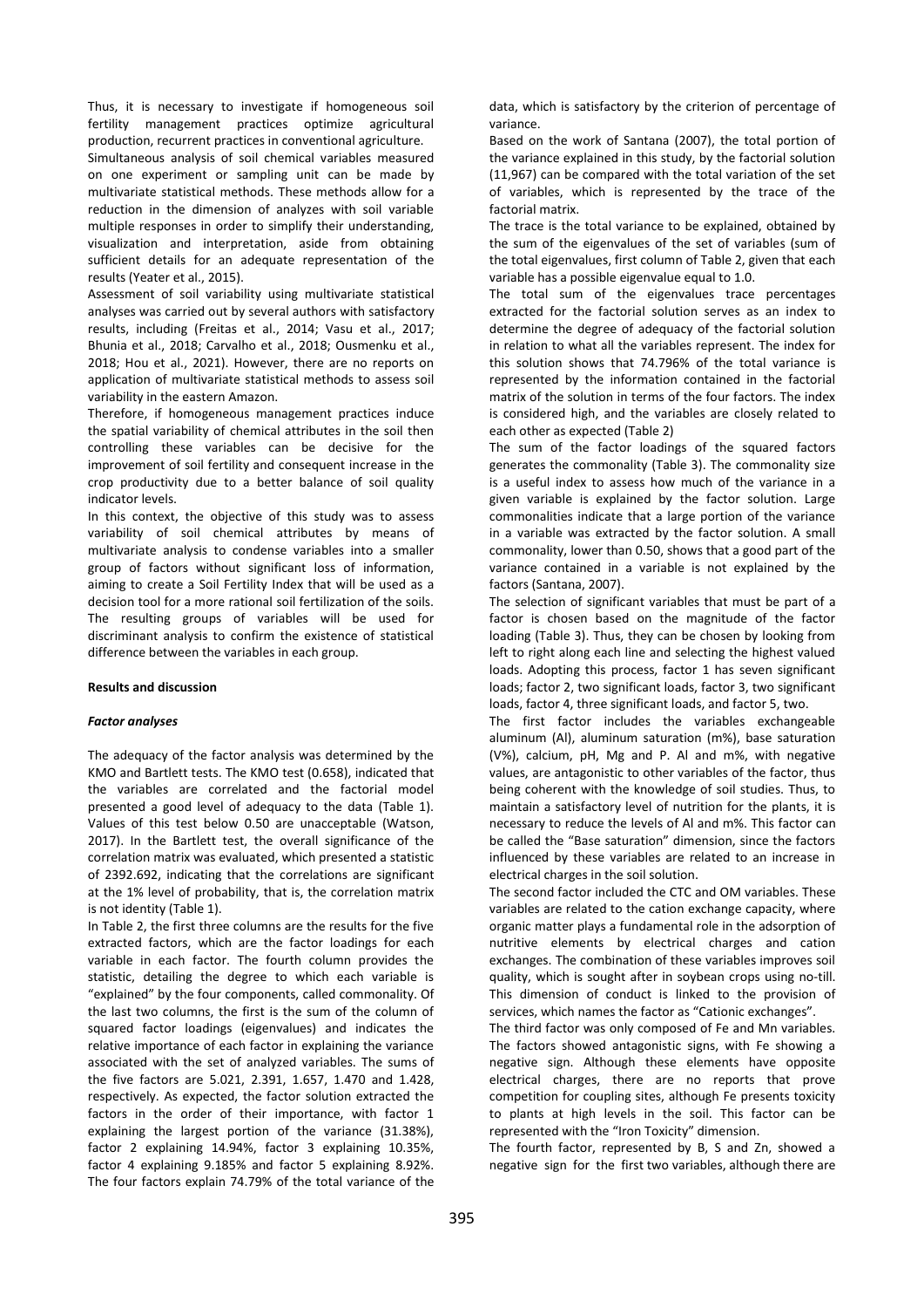Thus, it is necessary to investigate if homogeneous soil fertility management practices optimize agricultural production, recurrent practices in conventional agriculture.

Simultaneous analysis of soil chemical variables measured on one experiment or sampling unit can be made by multivariate statistical methods. These methods allow for a reduction in the dimension of analyzes with soil variable multiple responses in order to simplify their understanding, visualization and interpretation, aside from obtaining sufficient details for an adequate representation of the results (Yeater et al., 2015).

Assessment of soil variability using multivariate statistical analyses was carried out by several authors with satisfactory results, including (Freitas et al., 2014; Vasu et al., 2017; Bhunia et al., 2018; Carvalho et al., 2018; Ousmenku et al., 2018; Hou et al., 2021). However, there are no reports on application of multivariate statistical methods to assess soil variability in the eastern Amazon.

Therefore, if homogeneous management practices induce the spatial variability of chemical attributes in the soil then controlling these variables can be decisive for the improvement of soil fertility and consequent increase in the crop productivity due to a better balance of soil quality indicator levels.

In this context, the objective of this study was to assess variability of soil chemical attributes by means of multivariate analysis to condense variables into a smaller group of factors without significant loss of information, aiming to create a Soil Fertility Index that will be used as a decision tool for a more rational soil fertilization of the soils. The resulting groups of variables will be used for discriminant analysis to confirm the existence of statistical difference between the variables in each group.

## Results and discussion

### *Factor analyses*

The adequacy of the factor analysis was determined by the KMO and Bartlett tests. The KMO test (0.658), indicated that the variables are correlated and the factorial model presented a good level of adequacy to the data (Table 1). Values of this test below 0.50 are unacceptable (Watson, 2017). In the Bartlett test, the overall significance of the correlation matrix was evaluated, which presented a statistic of 2392.692, indicating that the correlations are significant at the 1% level of probability, that is, the correlation matrix is not identity (Table 1).

In Table 2, the first three columns are the results for the five extracted factors, which are the factor loadings for each variable in each factor. The fourth column provides the statistic, detailing the degree to which each variable is "explained" by the four components, called commonality. Of the last two columns, the first is the sum of the column of squared factor loadings (eigenvalues) and indicates the relative importance of each factor in explaining the variance associated with the set of analyzed variables. The sums of the five factors are 5.021, 2.391, 1.657, 1.470 and 1.428, respectively. As expected, the factor solution extracted the factors in the order of their importance, with factor 1 explaining the largest portion of the variance (31.38%), factor 2 explaining 14.94%, factor 3 explaining 10.35%, factor 4 explaining 9.185% and factor 5 explaining 8.92%. The four factors explain 74.79% of the total variance of the data, which is satisfactory by the criterion of percentage of variance.

Based on the work of Santana (2007), the total portion of the variance explained in this study, by the factorial solution (11,967) can be compared with the total variation of the set of variables, which is represented by the trace of the factorial matrix.

The trace is the total variance to be explained, obtained by the sum of the eigenvalues of the set of variables (sum of the total eigenvalues, first column of Table 2, given that each variable has a possible eigenvalue equal to 1.0.

The total sum of the eigenvalues trace percentages extracted for the factorial solution serves as an index to determine the degree of adequacy of the factorial solution in relation to what all the variables represent. The index for this solution shows that 74.796% of the total variance is represented by the information contained in the factorial matrix of the solution in terms of the four factors. The index is considered high, and the variables are closely related to each other as expected (Table 2)

The sum of the factor loadings of the squared factors generates the commonality (Table 3). The commonality size is a useful index to assess how much of the variance in a given variable is explained by the factor solution. Large commonalities indicate that a large portion of the variance in a variable was extracted by the factor solution. A small commonality, lower than 0.50, shows that a good part of the variance contained in a variable is not explained by the factors (Santana, 2007).

The selection of significant variables that must be part of a factor is chosen based on the magnitude of the factor loading (Table 3). Thus, they can be chosen by looking from left to right along each line and selecting the highest valued loads. Adopting this process, factor 1 has seven significant loads; factor 2, two significant loads, factor 3, two significant loads, factor 4, three significant loads, and factor 5, two.

The first factor includes the variables exchangeable aluminum (Al), aluminum saturation (m%), base saturation (V%), calcium, pH, Mg and P. Al and m%, with negative values, are antagonistic to other variables of the factor, thus being coherent with the knowledge of soil studies. Thus, to maintain a satisfactory level of nutrition for the plants, it is necessary to reduce the levels of Al and m%. This factor can be called the "Base saturation" dimension, since the factors influenced by these variables are related to an increase in electrical charges in the soil solution.

The second factor included the CTC and OM variables. These variables are related to the cation exchange capacity, where organic matter plays a fundamental role in the adsorption of nutritive elements by electrical charges and cation exchanges. The combination of these variables improves soil quality, which is sought after in soybean crops using no-till. This dimension of conduct is linked to the provision of services, which names the factor as "Cationic exchanges".

The third factor was only composed of Fe and Mn variables. The factors showed antagonistic signs, with Fe showing a negative sign. Although these elements have opposite electrical charges, there are no reports that prove competition for coupling sites, although Fe presents toxicity to plants at high levels in the soil. This factor can be represented with the "Iron Toxicity" dimension.

The fourth factor, represented by B, S and Zn, showed a negative sign for the first two variables, although there are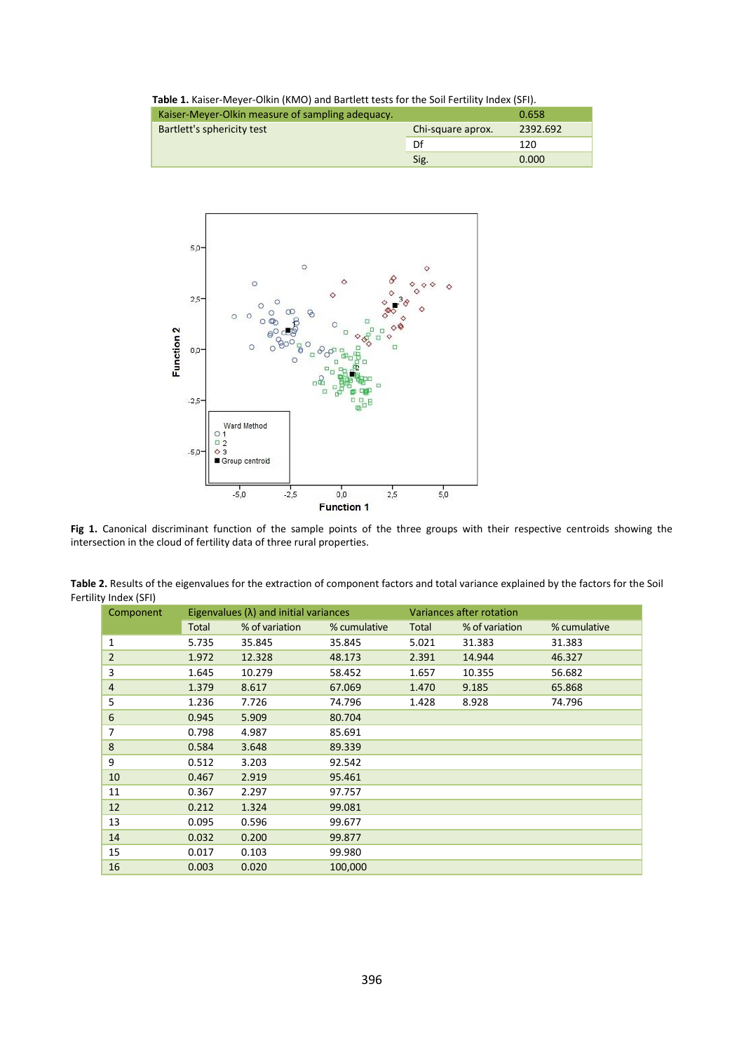**Table 1.** Kaiser-Meyer-Olkin (KMO) and Bartlett tests for the Soil Fertility Index (SFI).

| Kaiser-Meyer-Olkin measure of sampling adequacy. | | 0.658 |
|---|---|---|
| Bartlett's sphericity test | Chi-square aprox. | 2392.692 |
| | Df | 120 |
| | Sig. | 0.000 |

**Fig 1.** Canonical discriminant function of the sample points of the three groups with their respective centroids showing the intersection in the cloud of fertility data of three rural properties.

**Table 2.** Results of the eigenvalues for the extraction of component factors and total variance explained by the factors for the Soil Fertility Index (SFI)

| Component | Eigenvalues (λ) and initial variances | | | Variances after rotation | | |
|---|---|---|---|---|---|---|
| | Total | % of variation | % cumulative | Total | % of variation | % cumulative |
| 1 | 5.735 | 35.845 | 35.845 | 5.021 | 31.383 | 31.383 |
| 2 | 1.972 | 12.328 | 48.173 | 2.391 | 14.944 | 46.327 |
| 3 | 1.645 | 10.279 | 58.452 | 1.657 | 10.355 | 56.682 |
| 4 | 1.379 | 8.617 | 67.069 | 1.470 | 9.185 | 65.868 |
| 5 | 1.236 | 7.726 | 74.796 | 1.428 | 8.928 | 74.796 |
| 6 | 0.945 | 5.909 | 80.704 | | | |
| 7 | 0.798 | 4.987 | 85.691 | | | |
| 8 | 0.584 | 3.648 | 89.339 | | | |
| 9 | 0.512 | 3.203 | 92.542 | | | |
| 10 | 0.467 | 2.919 | 95.461 | | | |
| 11 | 0.367 | 2.297 | 97.757 | | | |
| 12 | 0.212 | 1.324 | 99.081 | | | |
| 13 | 0.095 | 0.596 | 99.677 | | | |
| 14 | 0.032 | 0.200 | 99.877 | | | |
| 15 | 0.017 | 0.103 | 99.980 | | | |
| 16 | 0.003 | 0.020 | 100,000 | | | |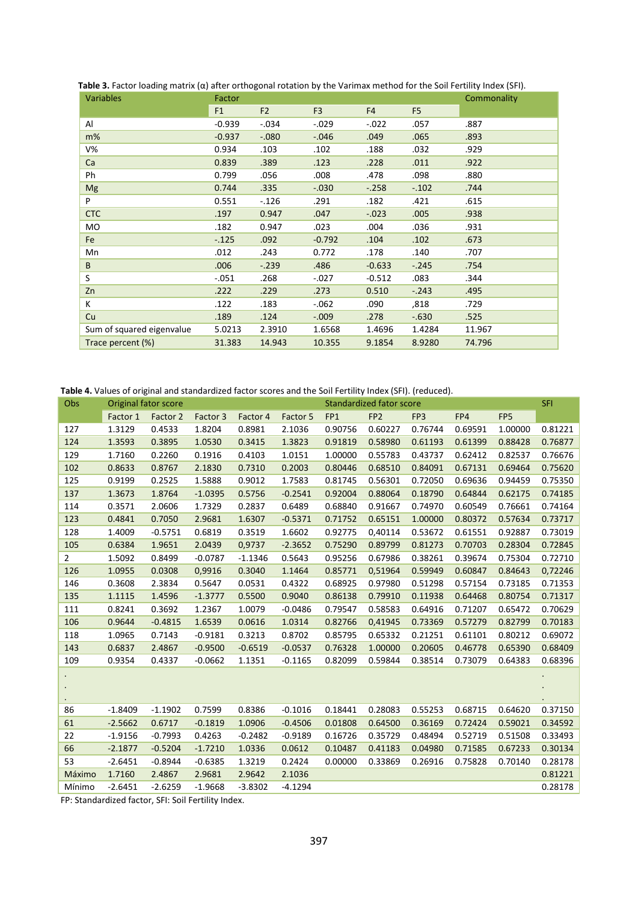**Table 3.** Factor loading matrix (α) after orthogonal rotation by the Varimax method for the Soil Fertility Index (SFI).

| Variables | Factor | | | | | Commonality |
|---|---|---|---|---|---|---|
| | F1 | F2 | F3 | F4 | F5 | |
| Al | -0.939 | -.034 | -.029 | -.022 | .057 | .887 |
| m% | -0.937 | -.080 | -.046 | .049 | .065 | .893 |
| V% | 0.934 | .103 | .102 | .188 | .032 | .929 |
| Ca | 0.839 | .389 | .123 | .228 | .011 | .922 |
| Ph | 0.799 | .056 | .008 | .478 | .098 | .880 |
| Mg | 0.744 | .335 | -.030 | -.258 | -.102 | .744 |
| P | 0.551 | -.126 | .291 | .182 | .421 | .615 |
| CTC | .197 | 0.947 | .047 | -.023 | .005 | .938 |
| MO | .182 | 0.947 | .023 | .004 | .036 | .931 |
| Fe | -.125 | .092 | -0.792 | .104 | .102 | .673 |
| Mn | .012 | .243 | 0.772 | .178 | .140 | .707 |
| B | .006 | -.239 | .486 | -0.633 | -.245 | .754 |
| S | -.051 | .268 | -.027 | -0.512 | .083 | .344 |
| Zn | .222 | .229 | .273 | 0.510 | -.243 | .495 |
| K | .122 | .183 | -.062 | .090 | ,818 | .729 |
| Cu | .189 | .124 | -.009 | .278 | -.630 | .525 |
| Sum of squared eigenvalue | 5.0213 | 2.3910 | 1.6568 | 1.4696 | 1.4284 | 11.967 |
| Trace percent (%) | 31.383 | 14.943 | 10.355 | 9.1854 | 8.9280 | 74.796 |

**Table 4.** Values of original and standardized factor scores and the Soil Fertility Index (SFI). (reduced).

| Obs | Original fator score | | | | | Standardized fator score | | | | | SFI |
|---|---|---|---|---|---|---|---|---|---|---|---|
| | Factor 1 | Factor 2 | Factor 3 | Factor 4 | Factor 5 | FP1 | FP2 | FP3 | FP4 | FP5 | |
| 127 | 1.3129 | 0.4533 | 1.8204 | 0.8981 | 2.1036 | 0.90756 | 0.60227 | 0.76744 | 0.69591 | 1.00000 | 0.81221 |
| 124 | 1.3593 | 0.3895 | 1.0530 | 0.3415 | 1.3823 | 0.91819 | 0.58980 | 0.61193 | 0.61399 | 0.88428 | 0.76877 |
| 129 | 1.7160 | 0.2260 | 0.1916 | 0.4103 | 1.0151 | 1.00000 | 0.55783 | 0.43737 | 0.62412 | 0.82537 | 0.76676 |
| 102 | 0.8633 | 0.8767 | 2.1830 | 0.7310 | 0.2003 | 0.80446 | 0.68510 | 0.84091 | 0.67131 | 0.69464 | 0.75620 |
| 125 | 0.9199 | 0.2525 | 1.5888 | 0.9012 | 1.7583 | 0.81745 | 0.56301 | 0.72050 | 0.69636 | 0.94459 | 0.75350 |
| 137 | 1.3673 | 1.8764 | -1.0395 | 0.5756 | -0.2541 | 0.92004 | 0.88064 | 0.18790 | 0.64844 | 0.62175 | 0.74185 |
| 114 | 0.3571 | 2.0606 | 1.7329 | 0.2837 | 0.6489 | 0.68840 | 0.91667 | 0.74970 | 0.60549 | 0.76661 | 0.74164 |
| 123 | 0.4841 | 0.7050 | 2.9681 | 1.6307 | -0.5371 | 0.71752 | 0.65151 | 1.00000 | 0.80372 | 0.57634 | 0.73717 |
| 128 | 1.4009 | -0.5751 | 0.6819 | 0.3519 | 1.6602 | 0.92775 | 0,40114 | 0.53672 | 0.61551 | 0.92887 | 0.73019 |
| 105 | 0.6384 | 1.9651 | 2.0439 | 0,9737 | -2.3652 | 0.75290 | 0.89799 | 0.81273 | 0.70703 | 0.28304 | 0.72845 |
| 2 | 1.5092 | 0.8499 | -0.0787 | -1.1346 | 0.5643 | 0.95256 | 0.67986 | 0.38261 | 0.39674 | 0.75304 | 0.72710 |
| 126 | 1.0955 | 0.0308 | 0,9916 | 0.3040 | 1.1464 | 0.85771 | 0,51964 | 0.59949 | 0.60847 | 0.84643 | 0,72246 |
| 146 | 0.3608 | 2.3834 | 0.5647 | 0.0531 | 0.4322 | 0.68925 | 0.97980 | 0.51298 | 0.57154 | 0.73185 | 0.71353 |
| 135 | 1.1115 | 1.4596 | -1.3777 | 0.5500 | 0.9040 | 0.86138 | 0.79910 | 0.11938 | 0.64468 | 0.80754 | 0.71317 |
| 111 | 0.8241 | 0.3692 | 1.2367 | 1.0079 | -0.0486 | 0.79547 | 0.58583 | 0.64916 | 0.71207 | 0.65472 | 0.70629 |
| 106 | 0.9644 | -0.4815 | 1.6539 | 0.0616 | 1.0314 | 0.82766 | 0,41945 | 0.73369 | 0.57279 | 0.82799 | 0.70183 |
| 118 | 1.0965 | 0.7143 | -0.9181 | 0.3213 | 0.8702 | 0.85795 | 0.65332 | 0.21251 | 0.61101 | 0.80212 | 0.69072 |
| 143 | 0.6837 | 2.4867 | -0.9500 | -0.6519 | -0.0537 | 0.76328 | 1.00000 | 0.20605 | 0.46778 | 0.65390 | 0.68409 |
| 109 | 0.9354 | 0.4337 | -0.0662 | 1.1351 | -0.1165 | 0.82099 | 0.59844 | 0.38514 | 0.73079 | 0.64383 | 0.68396 |
| . | | | | | | | | | | | . |
| . | | | | | | | | | | | . |
| . | | | | | | | | | | | . |
| 86 | -1.8409 | -1.1902 | 0.7599 | 0.8386 | -0.1016 | 0.18441 | 0.28083 | 0.55253 | 0.68715 | 0.64620 | 0.37150 |
| 61 | -2.5662 | 0.6717 | -0.1819 | 1.0906 | -0.4506 | 0.01808 | 0.64500 | 0.36169 | 0.72424 | 0.59021 | 0.34592 |
| 22 | -1.9156 | -0.7993 | 0.4263 | -0.2482 | -0.9189 | 0.16726 | 0.35729 | 0.48494 | 0.52719 | 0.51508 | 0.33493 |
| 66 | -2.1877 | -0.5204 | -1.7210 | 1.0336 | 0.0612 | 0.10487 | 0.41183 | 0.04980 | 0.71585 | 0.67233 | 0.30134 |
| 53 | -2.6451 | -0.8944 | -0.6385 | 1.3219 | 0.2424 | 0.00000 | 0.33869 | 0.26916 | 0.75828 | 0.70140 | 0.28178 |
| Máximo | 1.7160 | 2.4867 | 2.9681 | 2.9642 | 2.1036 | | | | | | 0.81221 |
| Mínimo | -2.6451 | -2.6259 | -1.9668 | -3.8302 | -4.1294 | | | | | | 0.28178 |

FP: Standardized factor, SFI: Soil Fertility Index.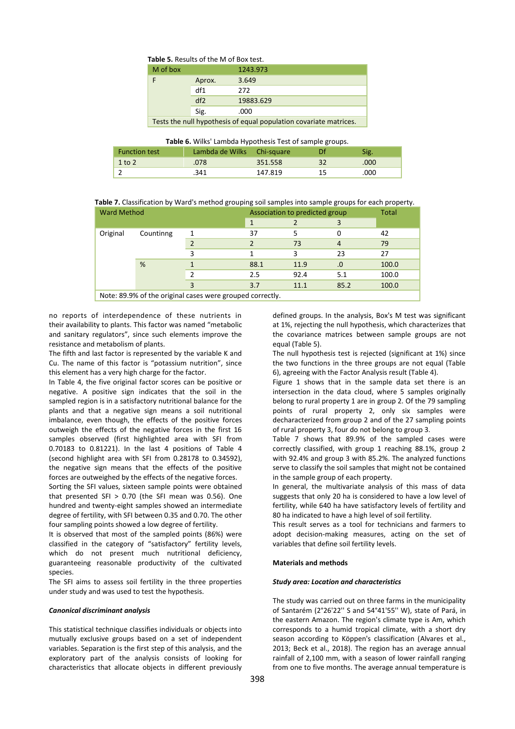**Table 5.** Results of the M of Box test.

| M of box | | 1243.973 |
|---|---|---|
| F | Aprox. | 3.649 |
| | df1 | 272 |
| | df2 | 19883.629 |
| | Sig. | .000 |
| Tests the null hypothesis of equal population covariate matrices. | | |

**Table 6.** Wilks' Lambda Hypothesis Test of sample groups.

| Function test | Lambda de Wilks | Chi-square | Df | Sig. |
|---|---|---|---|---|
| 1 to 2 | .078 | 351.558 | 32 | .000 |
| 2 | .341 | 147.819 | 15 | .000 |

**Table 7.** Classification by Ward's method grouping soil samples into sample groups for each property.

| Ward Method | | | Association to predicted group | | | Total |
|---|---|---|---|---|---|---|
| | | | 1 | 2 | 3 | |
| Original | Countinng | 1 | 37 | 5 | 0 | 42 |
| | | 2 | 2 | 73 | 4 | 79 |
| | | 3 | 1 | 3 | 23 | 27 |
| | % | 1 | 88.1 | 11.9 | .0 | 100.0 |
| | | 2 | 2.5 | 92.4 | 5.1 | 100.0 |
| | | 3 | 3.7 | 11.1 | 85.2 | 100.0 |
| Note: 89.9% of the original cases were grouped correctly. | | | | | | |

no reports of interdependence of these nutrients in their availability to plants. This factor was named "metabolic and sanitary regulators", since such elements improve the resistance and metabolism of plants.

The fifth and last factor is represented by the variable K and Cu. The name of this factor is "potassium nutrition", since this element has a very high charge for the factor.

In Table 4, the five original factor scores can be positive or negative. A positive sign indicates that the soil in the sampled region is in a satisfactory nutritional balance for the plants and that a negative sign means a soil nutritional imbalance, even though, the effects of the positive forces outweigh the effects of the negative forces in the first 16 samples observed (first highlighted area with SFI from 0.70183 to 0.81221). In the last 4 positions of Table 4 (second highlight area with SFI from 0.28178 to 0.34592), the negative sign means that the effects of the positive forces are outweighed by the effects of the negative forces.

Sorting the SFI values, sixteen sample points were obtained that presented SFI > 0.70 (the SFI mean was 0.56). One hundred and twenty-eight samples showed an intermediate degree of fertility, with SFI between 0.35 and 0.70. The other four sampling points showed a low degree of fertility.

It is observed that most of the sampled points (86%) were classified in the category of "satisfactory" fertility levels, which do not present much nutritional deficiency, guaranteeing reasonable productivity of the cultivated species.

The SFI aims to assess soil fertility in the three properties under study and was used to test the hypothesis.

### *Canonical discriminant analysis*

This statistical technique classifies individuals or objects into mutually exclusive groups based on a set of independent variables. Separation is the first step of this analysis, and the exploratory part of the analysis consists of looking for characteristics that allocate objects in different previously defined groups. In the analysis, Box's M test was significant at 1%, rejecting the null hypothesis, which characterizes that the covariance matrices between sample groups are not equal (Table 5).

The null hypothesis test is rejected (significant at 1%) since the two functions in the three groups are not equal (Table 6), agreeing with the Factor Analysis result (Table 4).

Figure 1 shows that in the sample data set there is an intersection in the data cloud, where 5 samples originally belong to rural property 1 are in group 2. Of the 79 sampling points of rural property 2, only six samples were decharacterized from group 2 and of the 27 sampling points of rural property 3, four do not belong to group 3.

Table 7 shows that 89.9% of the sampled cases were correctly classified, with group 1 reaching 88.1%, group 2 with 92.4% and group 3 with 85.2%. The analyzed functions serve to classify the soil samples that might not be contained in the sample group of each property.

In general, the multivariate analysis of this mass of data suggests that only 20 ha is considered to have a low level of fertility, while 640 ha have satisfactory levels of fertility and 80 ha indicated to have a high level of soil fertility.

This result serves as a tool for technicians and farmers to adopt decision-making measures, acting on the set of variables that define soil fertility levels.

## Materials and methods

### *Study area: Location and characteristics*

The study was carried out on three farms in the municipality of Santarém (2°26'22'' S and 54°41'55'' W), state of Pará, in the eastern Amazon. The region's climate type is Am, which corresponds to a humid tropical climate, with a short dry season according to Köppen's classification (Alvares et al., 2013; Beck et al., 2018). The region has an average annual rainfall of 2,100 mm, with a season of lower rainfall ranging from one to five months. The average annual temperature is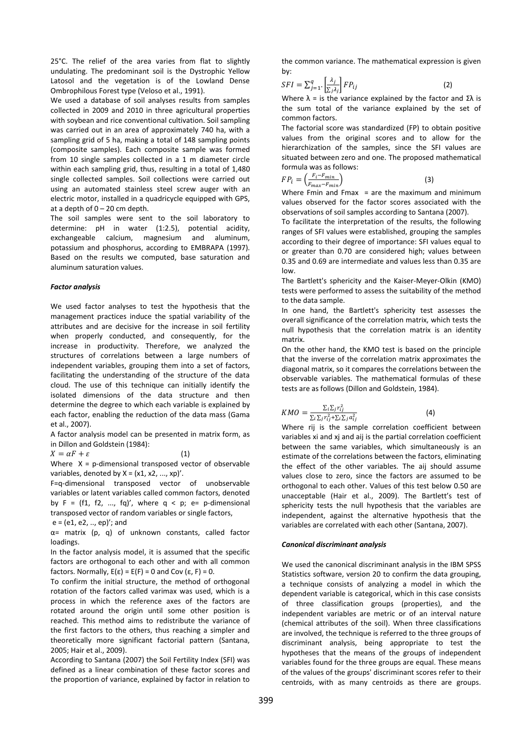25°C. The relief of the area varies from flat to slightly undulating. The predominant soil is the Dystrophic Yellow Latosol and the vegetation is of the Lowland Dense Ombrophilous Forest type (Veloso et al., 1991).

We used a database of soil analyses results from samples collected in 2009 and 2010 in three agricultural properties with soybean and rice conventional cultivation. Soil sampling was carried out in an area of approximately 740 ha, with a sampling grid of 5 ha, making a total of 148 sampling points (composite samples). Each composite sample was formed from 10 single samples collected in a 1 m diameter circle within each sampling grid, thus, resulting in a total of 1,480 single collected samples. Soil collections were carried out using an automated stainless steel screw auger with an electric motor, installed in a quadricycle equipped with GPS, at a depth of 0 – 20 cm depth.

The soil samples were sent to the soil laboratory to determine: pH in water (1:2.5), potential acidity, exchangeable calcium, magnesium and aluminum, potassium and phosphorus, according to EMBRAPA (1997). Based on the results we computed, base saturation and aluminum saturation values.

### *Factor analysis*

We used factor analyses to test the hypothesis that the management practices induce the spatial variability of the attributes and are decisive for the increase in soil fertility when properly conducted, and consequently, for the increase in productivity. Therefore, we analyzed the structures of correlations between a large numbers of independent variables, grouping them into a set of factors, facilitating the understanding of the structure of the data cloud. The use of this technique can initially identify the isolated dimensions of the data structure and then determine the degree to which each variable is explained by each factor, enabling the reduction of the data mass (Gama et al., 2007).

A factor analysis model can be presented in matrix form, as in Dillon and Goldstein (1984):

$$X = \alpha F + \varepsilon \qquad (1)$$

Where X = p-dimensional transposed vector of observable variables, denoted by $X = (x1, x2, ..., xp)'$.

F=q-dimensional transposed vector of unobservable variables or latent variables called common factors, denoted by $F = (f1, f2, ..., fq)'$, where $q < p$; e= p-dimensional transposed vector of random variables or single factors,

$e = (e1, e2, .., ep)'$; and

α= matrix (p, q) of unknown constants, called factor loadings.

In the factor analysis model, it is assumed that the specific factors are orthogonal to each other and with all common factors. Normally, $E(\varepsilon) = E(F) = 0$ and $Cov(\varepsilon, F) = 0$.

To confirm the initial structure, the method of orthogonal rotation of the factors called varimax was used, which is a process in which the reference axes of the factors are rotated around the origin until some other position is reached. This method aims to redistribute the variance of the first factors to the others, thus reaching a simpler and theoretically more significant factorial pattern (Santana, 2005; Hair et al., 2009).

According to Santana (2007) the Soil Fertility Index (SFI) was defined as a linear combination of these factor scores and the proportion of variance, explained by factor in relation to the common variance. The mathematical expression is given by:

$$SFI = \sum_{j=1}^{q} \cdot \left[\frac{\lambda_j}{\sum_j \lambda_j}\right] FP_{ij} \qquad (2)$$

Where λ = is the variance explained by the factor and Σλ is the sum total of the variance explained by the set of common factors.

The factorial score was standardized (FP) to obtain positive values from the original scores and to allow for the hierarchization of the samples, since the SFI values are situated between zero and one. The proposed mathematical formula was as follows:

$$FP_i = \left(\frac{F_i - F_{min}}{F_{max} - F_{min}}\right) \qquad (3)$$

Where Fmin and Fmax = are the maximum and minimum values observed for the factor scores associated with the observations of soil samples according to Santana (2007).

To facilitate the interpretation of the results, the following ranges of SFI values were established, grouping the samples according to their degree of importance: SFI values equal to or greater than 0.70 are considered high; values between 0.35 and 0.69 are intermediate and values less than 0.35 are low.

The Bartlett's sphericity and the Kaiser-Meyer-Olkin (KMO) tests were performed to assess the suitability of the method to the data sample.

In one hand, the Bartlett's sphericity test assesses the overall significance of the correlation matrix, which tests the null hypothesis that the correlation matrix is an identity matrix.

On the other hand, the KMO test is based on the principle that the inverse of the correlation matrix approximates the diagonal matrix, so it compares the correlations between the observable variables. The mathematical formulas of these tests are as follows (Dillon and Goldstein, 1984).

$$KMO = \frac{\sum_i \sum_j r_{ij}^2}{\sum_i \sum_j r_{ij}^2 + \sum_i \sum_j a_{ij}^2} \qquad (4)$$

Where rij is the sample correlation coefficient between variables xi and xj and aij is the partial correlation coefficient between the same variables, which simultaneously is an estimate of the correlations between the factors, eliminating the effect of the other variables. The aij should assume values close to zero, since the factors are assumed to be orthogonal to each other. Values of this test below 0.50 are unacceptable (Hair et al., 2009). The Bartlett's test of sphericity tests the null hypothesis that the variables are independent, against the alternative hypothesis that the variables are correlated with each other (Santana, 2007).

### *Canonical discriminant analysis*

We used the canonical discriminant analysis in the IBM SPSS Statistics software, version 20 to confirm the data grouping, a technique consists of analyzing a model in which the dependent variable is categorical, which in this case consists of three classification groups (properties), and the independent variables are metric or of an interval nature (chemical attributes of the soil). When three classifications are involved, the technique is referred to the three groups of discriminant analysis, being appropriate to test the hypotheses that the means of the groups of independent variables found for the three groups are equal. These means of the values of the groups' discriminant scores refer to their centroids, with as many centroids as there are groups.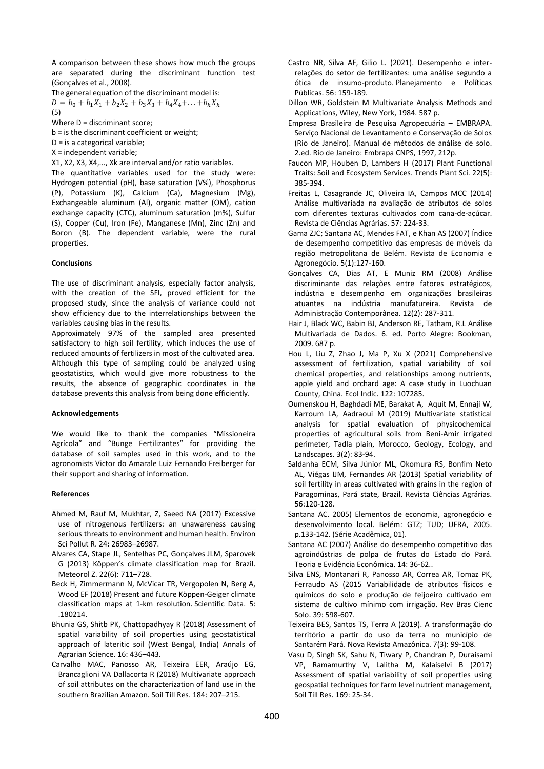A comparison between these shows how much the groups are separated during the discriminant function test (Gonçalves et al., 2008).

The general equation of the discriminant model is:

$$D = b_0 + b_1X_1 + b_2X_2 + b_3X_3 + b_4X_4 + \ldots + b_kX_k \quad (5)$$

Where D = discriminant score;

b = is the discriminant coefficient or weight;

D = is a categorical variable;

X = independent variable;

X1, X2, X3, X4,..., Xk are interval and/or ratio variables.

The quantitative variables used for the study were: Hydrogen potential (pH), base saturation (V%), Phosphorus (P), Potassium (K), Calcium (Ca), Magnesium (Mg), Exchangeable aluminum (Al), organic matter (OM), cation exchange capacity (CTC), aluminum saturation (m%), Sulfur (S), Copper (Cu), Iron (Fe), Manganese (Mn), Zinc (Zn) and Boron (B). The dependent variable, were the rural properties.

**Conclusions**

The use of discriminant analysis, especially factor analysis, with the creation of the SFI, proved efficient for the proposed study, since the analysis of variance could not show efficiency due to the interrelationships between the variables causing bias in the results.

Approximately 97% of the sampled area presented satisfactory to high soil fertility, which induces the use of reduced amounts of fertilizers in most of the cultivated area.

Although this type of sampling could be analyzed using geostatistics, which would give more robustness to the results, the absence of geographic coordinates in the database prevents this analysis from being done efficiently.

**Acknowledgements**

We would like to thank the companies "Missioneira Agrícola" and "Bunge Fertilizantes" for providing the database of soil samples used in this work, and to the agronomists Victor do Amarale Luiz Fernando Freiberger for their support and sharing of information.

**References**

Ahmed M, Rauf M, Mukhtar, Z, Saeed NA (2017) Excessive use of nitrogenous fertilizers: an unawareness causing serious threats to environment and human health. Environ Sci Pollut R. 24**:** 26983–26987.

Alvares CA, Stape JL, Sentelhas PC, Gonçalves JLM, Sparovek G (2013) Köppen's climate classification map for Brazil. Meteorol Z. 22(6): 711–728.

Beck H, Zimmermann N, McVicar TR, Vergopolen N, Berg A, Wood EF (2018) Present and future Köppen-Geiger climate classification maps at 1-km resolution. Scientific Data. 5: .180214.

Bhunia GS, Shitb PK, Chattopadhyay R (2018) Assessment of spatial variability of soil properties using geostatistical approach of lateritic soil (West Bengal, India) Annals of Agrarian Science. 16: 436–443.

Carvalho MAC, Panosso AR, Teixeira EER, Araújo EG, Brancaglioni VA Dallacorta R (2018) Multivariate approach of soil attributes on the characterization of land use in the southern Brazilian Amazon. Soil Till Res. 184: 207–215.

Castro NR, Silva AF, Gilio L. (2021). Desempenho e inter-relações do setor de fertilizantes: uma análise segundo a ótica de insumo-produto. Planejamento e Políticas Públicas. 56: 159-189.

Dillon WR, Goldstein M Multivariate Analysis Methods and Applications, Wiley, New York, 1984. 587 p.

Empresa Brasileira de Pesquisa Agropecuária – EMBRAPA. Serviço Nacional de Levantamento e Conservação de Solos (Rio de Janeiro). Manual de métodos de análise de solo. 2.ed. Rio de Janeiro: Embrapa CNPS, 1997, 212p.

Faucon MP, Houben D, Lambers H (2017) Plant Functional Traits: Soil and Ecosystem Services. Trends Plant Sci. 22(5): 385-394.

Freitas L, Casagrande JC, Oliveira IA, Campos MCC (2014) Análise multivariada na avaliação de atributos de solos com diferentes texturas cultivados com cana-de-açúcar. Revista de Ciências Agrárias. 57: 224-33.

Gama ZJC; Santana AC, Mendes FAT, e Khan AS (2007) Índice de desempenho competitivo das empresas de móveis da região metropolitana de Belém. Revista de Economia e Agronegócio. 5(1):127-160.

Gonçalves CA, Dias AT, E Muniz RM (2008) Análise discriminante das relações entre fatores estratégicos, indústria e desempenho em organizações brasileiras atuantes na indústria manufatureira. Revista de Administração Contemporânea. 12(2): 287-311.

Hair J, Black WC, Babin BJ, Anderson RE, Tatham, R.L Análise Multivariada de Dados. 6. ed. Porto Alegre: Bookman, 2009. 687 p.

Hou L, Liu Z, Zhao J, Ma P, Xu X (2021) Comprehensive assessment of fertilization, spatial variability of soil chemical properties, and relationships among nutrients, apple yield and orchard age: A case study in Luochuan County, China. Ecol Indic. 122: 107285.

Oumenskou H, Baghdadi ME, Barakat A, Aquit M, Ennaji W, Karroum LA, Aadraoui M (2019) Multivariate statistical analysis for spatial evaluation of physicochemical properties of agricultural soils from Beni-Amir irrigated perimeter, Tadla plain, Morocco, Geology, Ecology, and Landscapes. 3(2): 83-94.

Saldanha ECM, Silva Júnior ML, Okomura RS, Bonfim Neto AL, Viégas IJM, Fernandes AR (2013) Spatial variability of soil fertility in areas cultivated with grains in the region of Paragominas, Pará state, Brazil. Revista Ciências Agrárias. 56:120-128.

Santana AC. 2005) Elementos de economia, agronegócio e desenvolvimento local. Belém: GTZ; TUD; UFRA, 2005. p.133-142. (Série Acadêmica, 01).

Santana AC (2007) Análise do desempenho competitivo das agroindústrias de polpa de frutas do Estado do Pará. Teoria e Evidência Econômica. 14: 36-62..

Silva ENS, Montanari R, Panosso AR, Correa AR, Tomaz PK, Ferraudo AS (2015 Variabilidade de atributos físicos e químicos do solo e produção de feijoeiro cultivado em sistema de cultivo mínimo com irrigação. Rev Bras Cienc Solo. 39: 598-607.

Teixeira BES, Santos TS, Terra A (2019). A transformação do território a partir do uso da terra no município de Santarém Pará. Nova Revista Amazônica. 7(3): 99-108.

Vasu D, Singh SK, Sahu N, Tiwary P, Chandran P, Duraisami VP, Ramamurthy V, Lalitha M, Kalaiselvi B (2017) Assessment of spatial variability of soil properties using geospatial techniques for farm level nutrient management, Soil Till Res. 169: 25-34.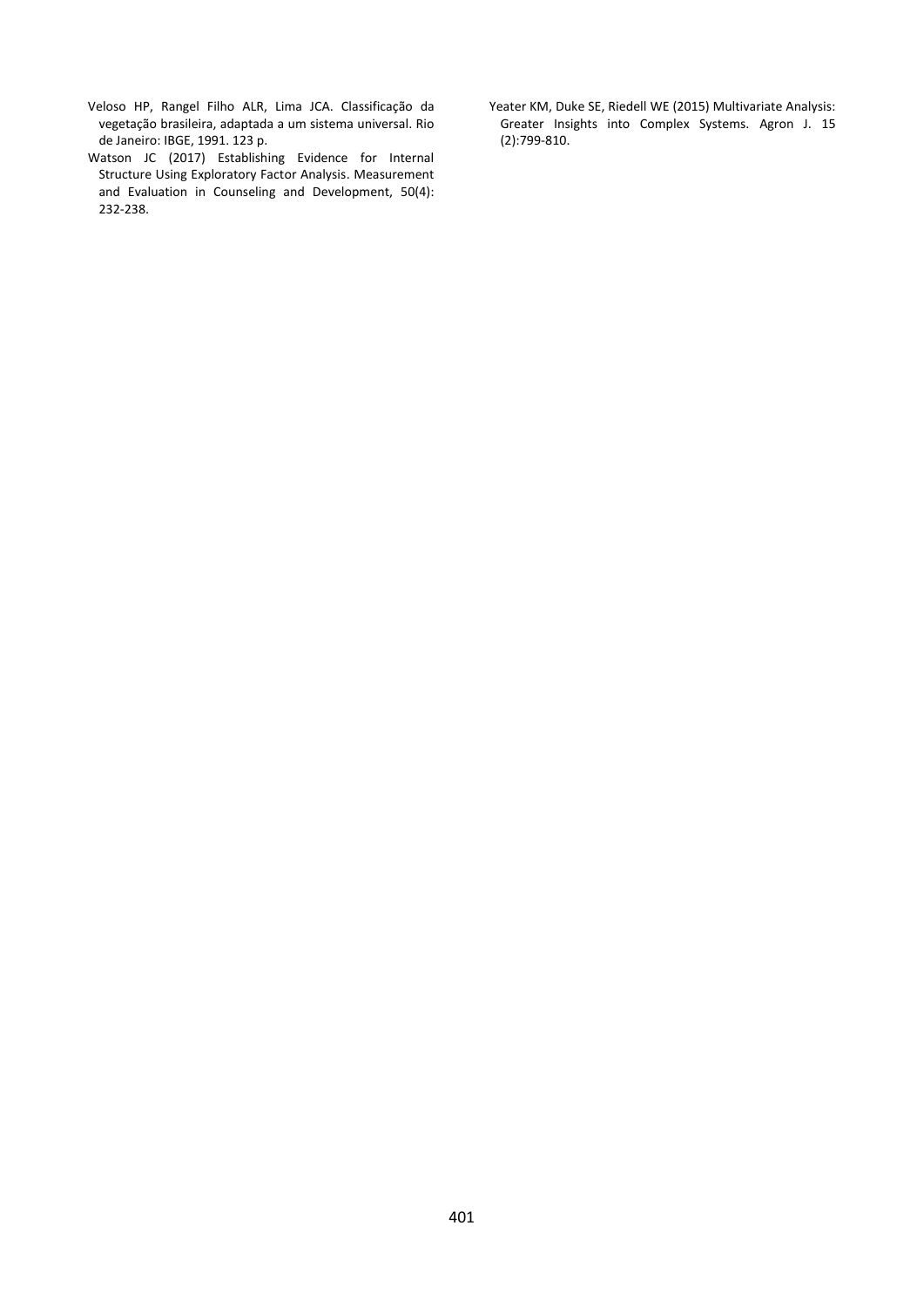Veloso HP, Rangel Filho ALR, Lima JCA. Classificação da vegetação brasileira, adaptada a um sistema universal. Rio de Janeiro: IBGE, 1991. 123 p.

Watson JC (2017) Establishing Evidence for Internal Structure Using Exploratory Factor Analysis. Measurement and Evaluation in Counseling and Development, 50(4): 232-238.

Yeater KM, Duke SE, Riedell WE (2015) Multivariate Analysis: Greater Insights into Complex Systems. Agron J. 15 (2):799-810.